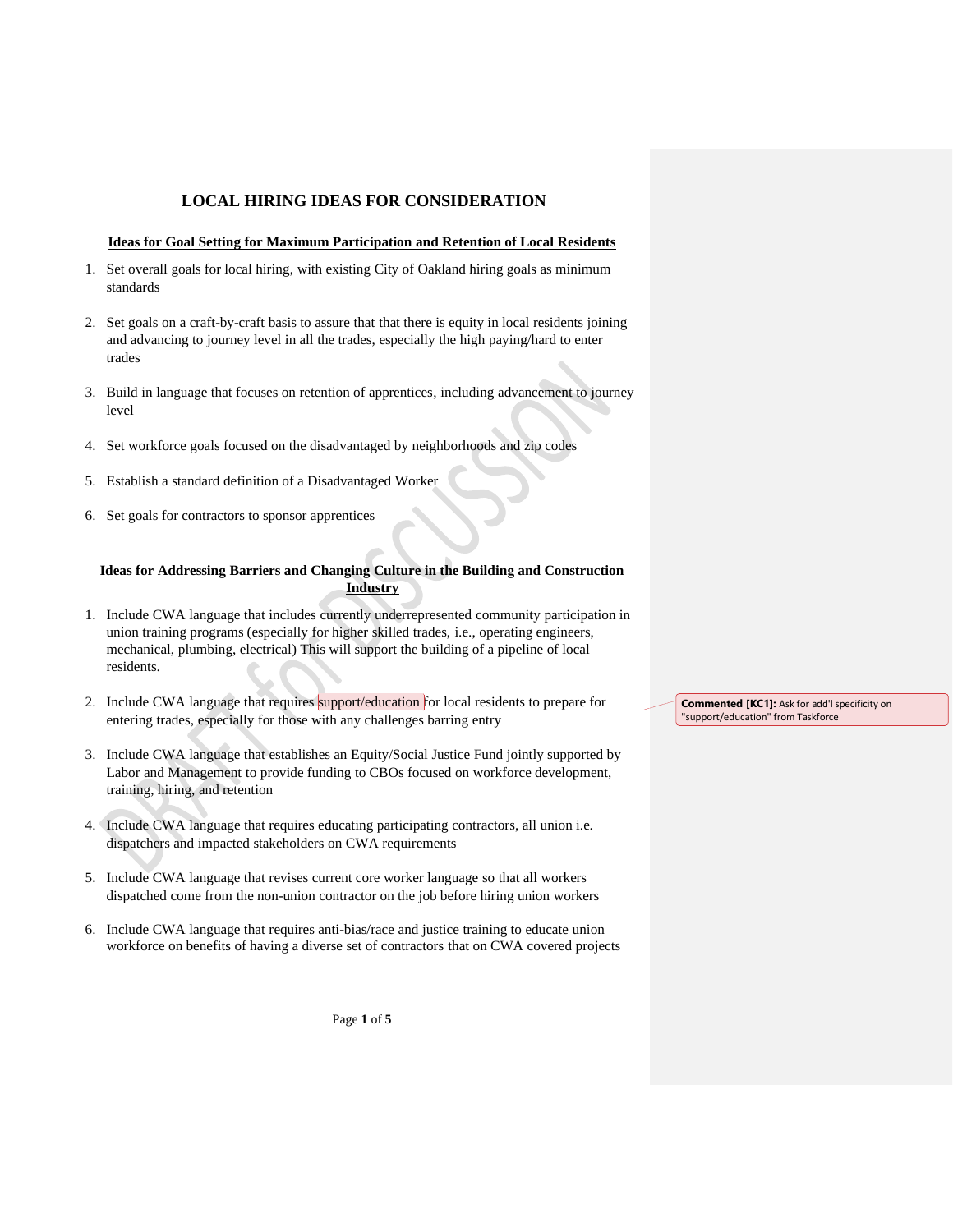# LOCAL HIRING IDEAS FOR CONSIDERATION

## Ideas for Goal Setting for Maximum Participation and Retention of Local Residents

1. Set overall goals for local hiring, with existing City of Oakland hiring goals as minimum standards

2. Set goals on a craft-by-craft basis to assure that that there is equity in local residents joining and advancing to journey level in all the trades, especially the high paying/hard to enter trades

3. Build in language that focuses on retention of apprentices, including advancement to journey level

4. Set workforce goals focused on the disadvantaged by neighborhoods and zip codes

5. Establish a standard definition of a Disadvantaged Worker

6. Set goals for contractors to sponsor apprentices

## Ideas for Addressing Barriers and Changing Culture in the Building and Construction Industry

1. Include CWA language that includes currently underrepresented community participation in union training programs (especially for higher skilled trades, i.e., operating engineers, mechanical, plumbing, electrical) This will support the building of a pipeline of local residents.

2. Include CWA language that requires support/education for local residents to prepare for entering trades, especially for those with any challenges barring entry

   **Commented [KC1]:** Ask for add'l specificity on "support/education" from Taskforce

3. Include CWA language that establishes an Equity/Social Justice Fund jointly supported by Labor and Management to provide funding to CBOs focused on workforce development, training, hiring, and retention

4. Include CWA language that requires educating participating contractors, all union i.e. dispatchers and impacted stakeholders on CWA requirements

5. Include CWA language that revises current core worker language so that all workers dispatched come from the non-union contractor on the job before hiring union workers

6. Include CWA language that requires anti-bias/race and justice training to educate union workforce on benefits of having a diverse set of contractors that on CWA covered projects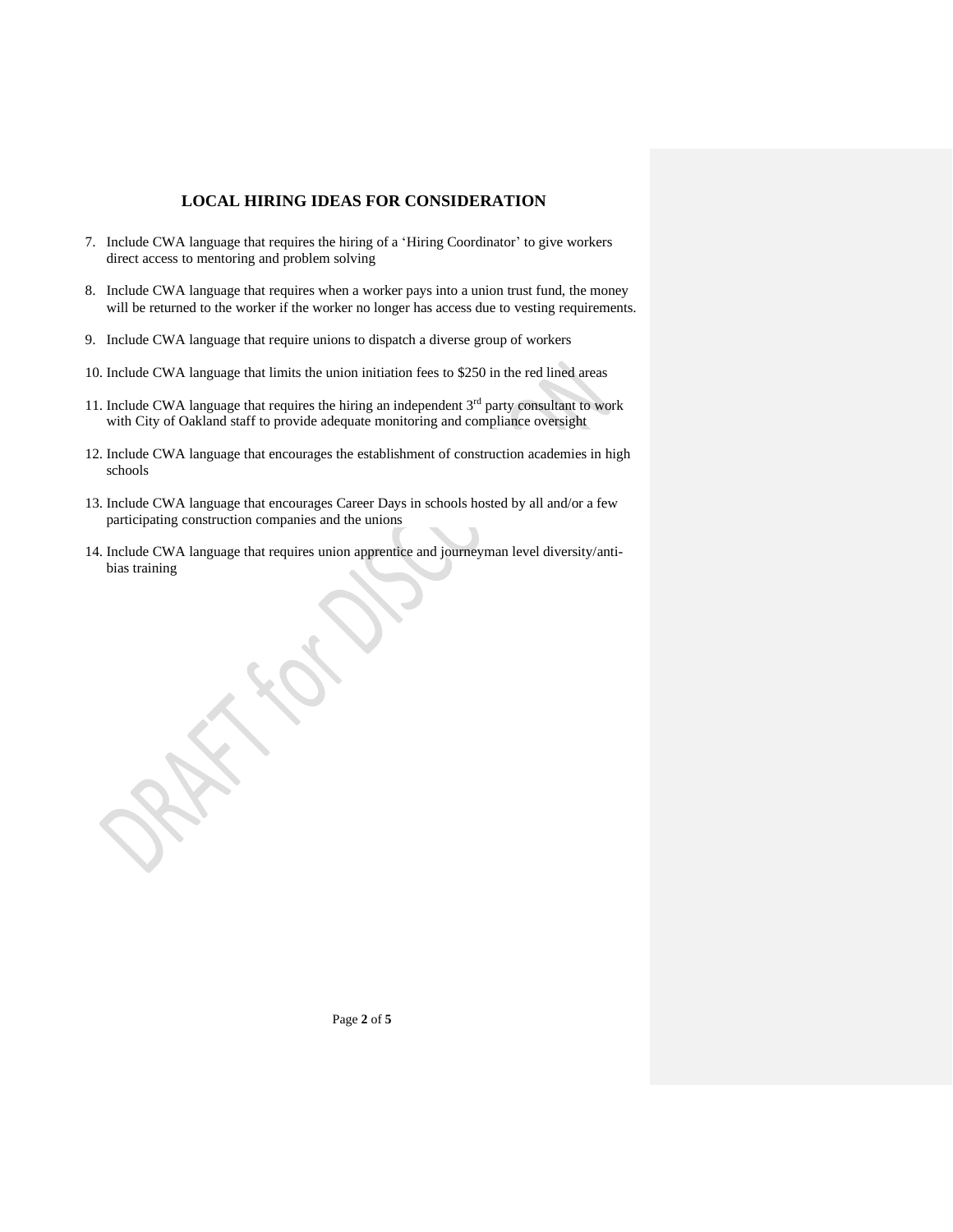## LOCAL HIRING IDEAS FOR CONSIDERATION

7. Include CWA language that requires the hiring of a 'Hiring Coordinator' to give workers direct access to mentoring and problem solving
8. Include CWA language that requires when a worker pays into a union trust fund, the money will be returned to the worker if the worker no longer has access due to vesting requirements.
9. Include CWA language that require unions to dispatch a diverse group of workers
10. Include CWA language that limits the union initiation fees to $250 in the red lined areas
11. Include CWA language that requires the hiring an independent 3rd party consultant to work with City of Oakland staff to provide adequate monitoring and compliance oversight
12. Include CWA language that encourages the establishment of construction academies in high schools
13. Include CWA language that encourages Career Days in schools hosted by all and/or a few participating construction companies and the unions
14. Include CWA language that requires union apprentice and journeyman level diversity/anti-bias training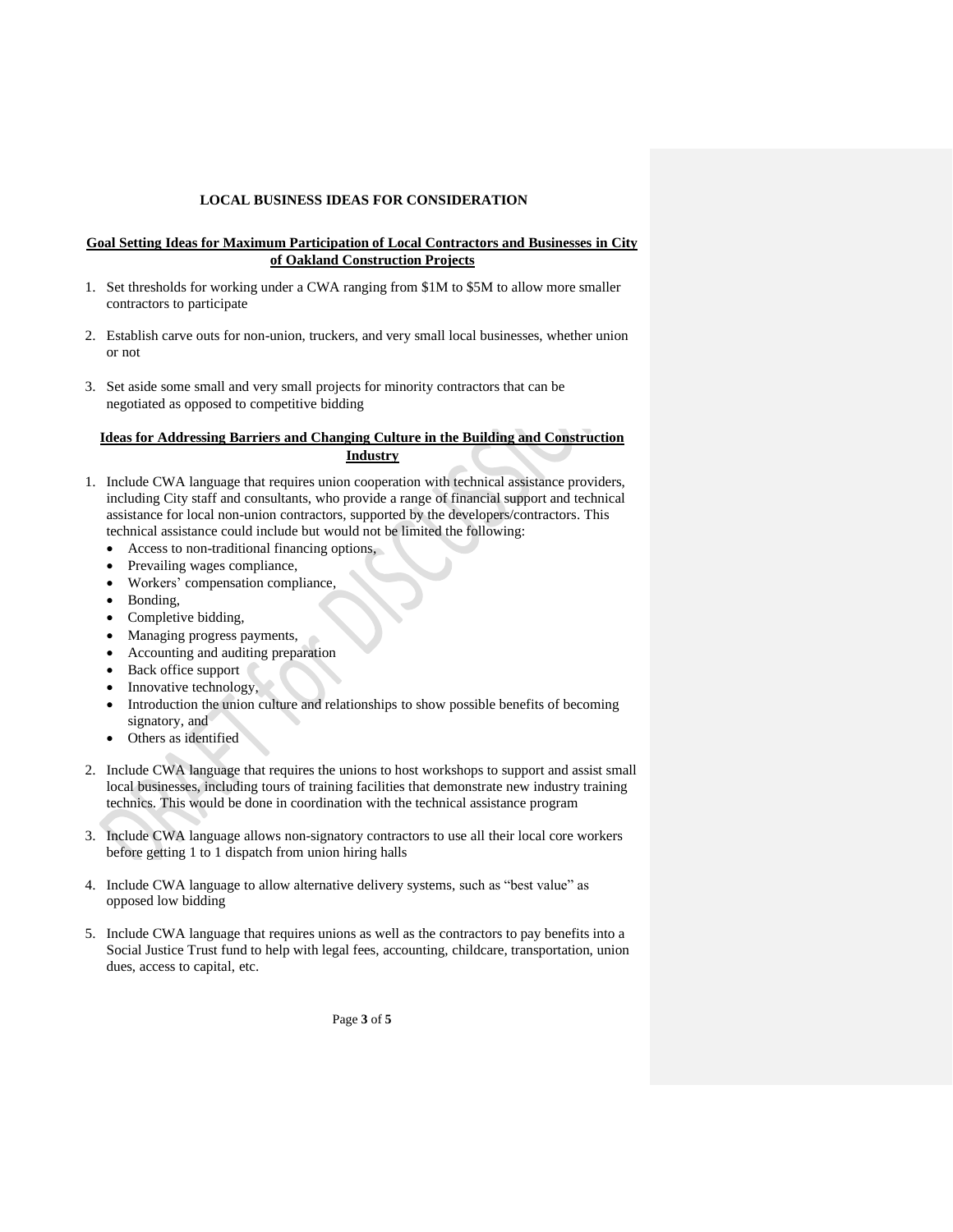# LOCAL BUSINESS IDEAS FOR CONSIDERATION

## Goal Setting Ideas for Maximum Participation of Local Contractors and Businesses in City of Oakland Construction Projects

1. Set thresholds for working under a CWA ranging from $1M to $5M to allow more smaller contractors to participate
2. Establish carve outs for non-union, truckers, and very small local businesses, whether union or not
3. Set aside some small and very small projects for minority contractors that can be negotiated as opposed to competitive bidding

## Ideas for Addressing Barriers and Changing Culture in the Building and Construction Industry

1. Include CWA language that requires union cooperation with technical assistance providers, including City staff and consultants, who provide a range of financial support and technical assistance for local non-union contractors, supported by the developers/contractors. This technical assistance could include but would not be limited the following:
   - Access to non-traditional financing options,
   - Prevailing wages compliance,
   - Workers' compensation compliance,
   - Bonding,
   - Completive bidding,
   - Managing progress payments,
   - Accounting and auditing preparation
   - Back office support
   - Innovative technology,
   - Introduction the union culture and relationships to show possible benefits of becoming signatory, and
   - Others as identified
2. Include CWA language that requires the unions to host workshops to support and assist small local businesses, including tours of training facilities that demonstrate new industry training technics. This would be done in coordination with the technical assistance program
3. Include CWA language allows non-signatory contractors to use all their local core workers before getting 1 to 1 dispatch from union hiring halls
4. Include CWA language to allow alternative delivery systems, such as "best value" as opposed low bidding
5. Include CWA language that requires unions as well as the contractors to pay benefits into a Social Justice Trust fund to help with legal fees, accounting, childcare, transportation, union dues, access to capital, etc.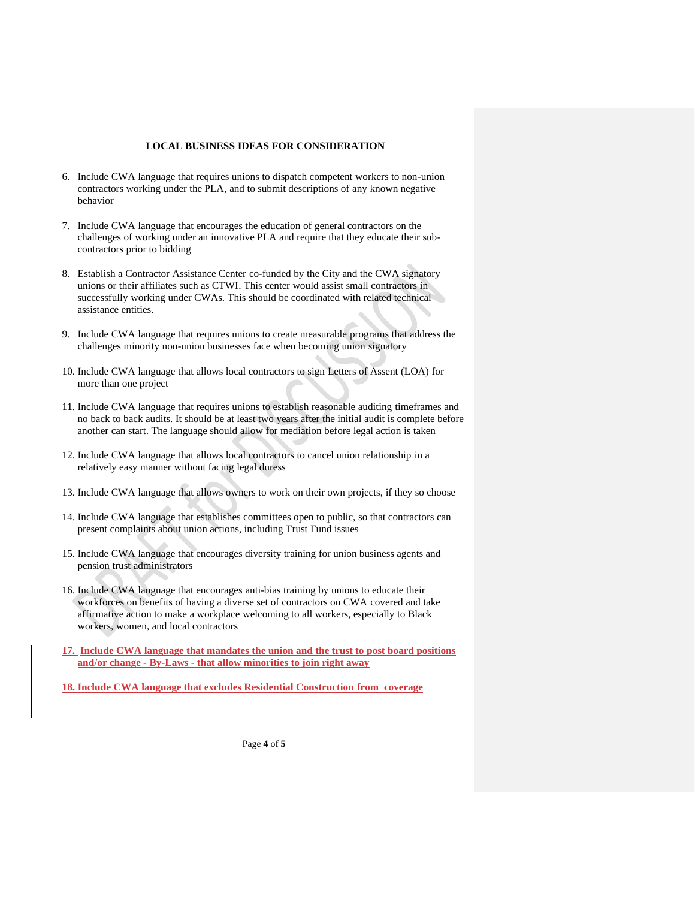**LOCAL BUSINESS IDEAS FOR CONSIDERATION**

6. Include CWA language that requires unions to dispatch competent workers to non-union contractors working under the PLA, and to submit descriptions of any known negative behavior

7. Include CWA language that encourages the education of general contractors on the challenges of working under an innovative PLA and require that they educate their sub-contractors prior to bidding

8. Establish a Contractor Assistance Center co-funded by the City and the CWA signatory unions or their affiliates such as CTWI. This center would assist small contractors in successfully working under CWAs. This should be coordinated with related technical assistance entities.

9. Include CWA language that requires unions to create measurable programs that address the challenges minority non-union businesses face when becoming union signatory

10. Include CWA language that allows local contractors to sign Letters of Assent (LOA) for more than one project

11. Include CWA language that requires unions to establish reasonable auditing timeframes and no back to back audits. It should be at least two years after the initial audit is complete before another can start. The language should allow for mediation before legal action is taken

12. Include CWA language that allows local contractors to cancel union relationship in a relatively easy manner without facing legal duress

13. Include CWA language that allows owners to work on their own projects, if they so choose

14. Include CWA language that establishes committees open to public, so that contractors can present complaints about union actions, including Trust Fund issues

15. Include CWA language that encourages diversity training for union business agents and pension trust administrators

16. Include CWA language that encourages anti-bias training by unions to educate their workforces on benefits of having a diverse set of contractors on CWA covered and take affirmative action to make a workplace welcoming to all workers, especially to Black workers, women, and local contractors

17. **Include CWA language that mandates the union and the trust to post board positions and/or change - By-Laws - that allow minorities to join right away**

18. **Include CWA language that excludes Residential Construction from coverage**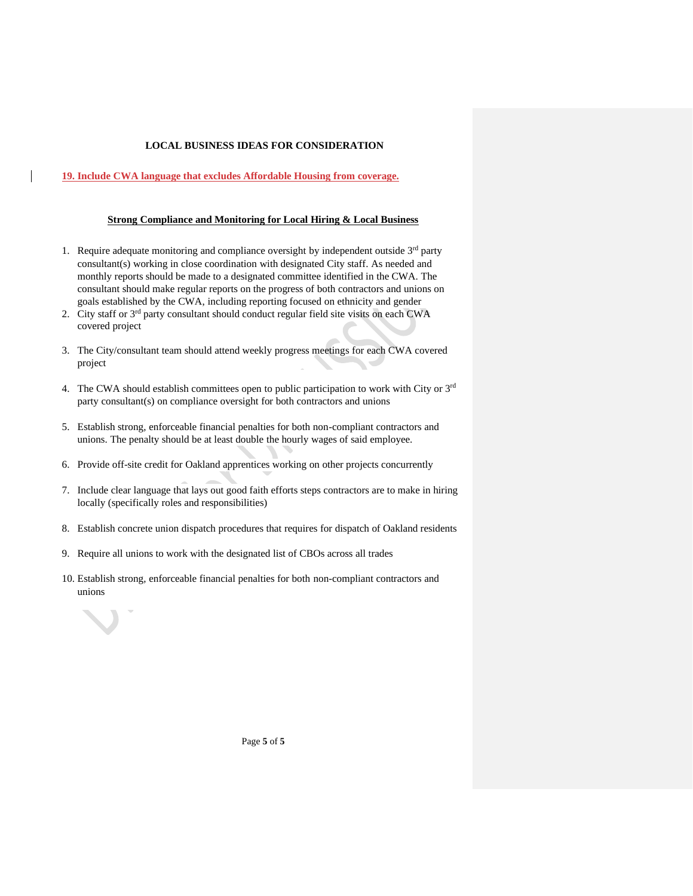**LOCAL BUSINESS IDEAS FOR CONSIDERATION**

**19. Include CWA language that excludes Affordable Housing from coverage.**

**Strong Compliance and Monitoring for Local Hiring & Local Business**

1. Require adequate monitoring and compliance oversight by independent outside 3rd party consultant(s) working in close coordination with designated City staff. As needed and monthly reports should be made to a designated committee identified in the CWA. The consultant should make regular reports on the progress of both contractors and unions on goals established by the CWA, including reporting focused on ethnicity and gender
2. City staff or 3rd party consultant should conduct regular field site visits on each CWA covered project
3. The City/consultant team should attend weekly progress meetings for each CWA covered project
4. The CWA should establish committees open to public participation to work with City or 3rd party consultant(s) on compliance oversight for both contractors and unions
5. Establish strong, enforceable financial penalties for both non-compliant contractors and unions. The penalty should be at least double the hourly wages of said employee.
6. Provide off-site credit for Oakland apprentices working on other projects concurrently
7. Include clear language that lays out good faith efforts steps contractors are to make in hiring locally (specifically roles and responsibilities)
8. Establish concrete union dispatch procedures that requires for dispatch of Oakland residents
9. Require all unions to work with the designated list of CBOs across all trades
10. Establish strong, enforceable financial penalties for both non-compliant contractors and unions